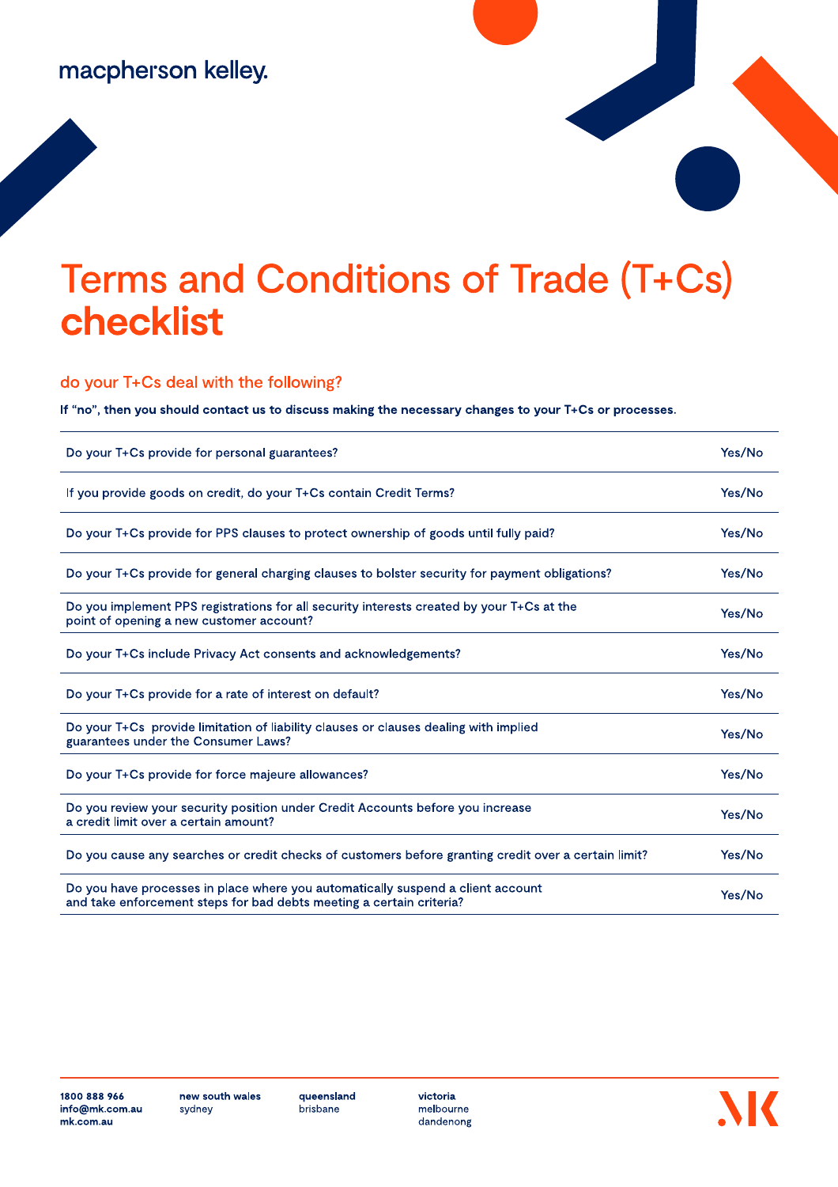macpherson kelley.

# Terms and Conditions of Trade (T+Cs) **checklist**

## do your T+Cs deal with the following?

**If "no", then you should contact us to discuss making the necessary changes to your T+Cs or processes.**

| | |
|---|---|
| Do your T+Cs provide for personal guarantees? | Yes/No |
| If you provide goods on credit, do your T+Cs contain Credit Terms? | Yes/No |
| Do your T+Cs provide for PPS clauses to protect ownership of goods until fully paid? | Yes/No |
| Do your T+Cs provide for general charging clauses to bolster security for payment obligations? | Yes/No |
| Do you implement PPS registrations for all security interests created by your T+Cs at the point of opening a new customer account? | Yes/No |
| Do your T+Cs include Privacy Act consents and acknowledgements? | Yes/No |
| Do your T+Cs provide for a rate of interest on default? | Yes/No |
| Do your T+Cs provide limitation of liability clauses or clauses dealing with implied guarantees under the Consumer Laws? | Yes/No |
| Do your T+Cs provide for force majeure allowances? | Yes/No |
| Do you review your security position under Credit Accounts before you increase a credit limit over a certain amount? | Yes/No |
| Do you cause any searches or credit checks of customers before granting credit over a certain limit? | Yes/No |
| Do you have processes in place where you automatically suspend a client account and take enforcement steps for bad debts meeting a certain criteria? | Yes/No |

**1800 888 966**
**info@mk.com.au**
**mk.com.au**

**new south wales**
sydney

**queensland**
brisbane

**victoria**
melbourne
dandenong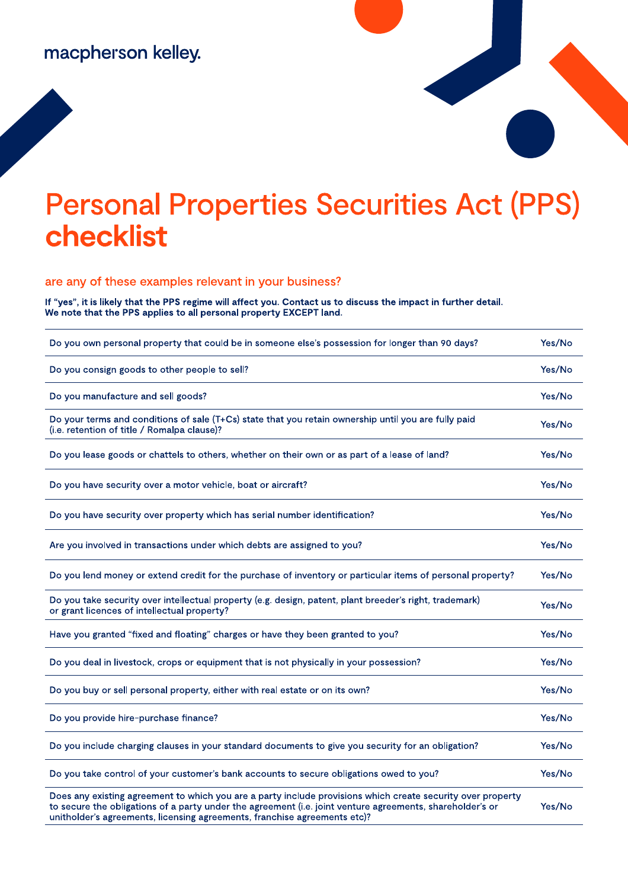macpherson kelley.

# Personal Properties Securities Act (PPS) **checklist**

## are any of these examples relevant in your business?

**If "yes", it is likely that the PPS regime will affect you. Contact us to discuss the impact in further detail. We note that the PPS applies to all personal property EXCEPT land.**

| | |
|---|---|
| Do you own personal property that could be in someone else's possession for longer than 90 days? | Yes/No |
| Do you consign goods to other people to sell? | Yes/No |
| Do you manufacture and sell goods? | Yes/No |
| Do your terms and conditions of sale (T+Cs) state that you retain ownership until you are fully paid (i.e. retention of title / Romalpa clause)? | Yes/No |
| Do you lease goods or chattels to others, whether on their own or as part of a lease of land? | Yes/No |
| Do you have security over a motor vehicle, boat or aircraft? | Yes/No |
| Do you have security over property which has serial number identification? | Yes/No |
| Are you involved in transactions under which debts are assigned to you? | Yes/No |
| Do you lend money or extend credit for the purchase of inventory or particular items of personal property? | Yes/No |
| Do you take security over intellectual property (e.g. design, patent, plant breeder's right, trademark) or grant licences of intellectual property? | Yes/No |
| Have you granted "fixed and floating" charges or have they been granted to you? | Yes/No |
| Do you deal in livestock, crops or equipment that is not physically in your possession? | Yes/No |
| Do you buy or sell personal property, either with real estate or on its own? | Yes/No |
| Do you provide hire-purchase finance? | Yes/No |
| Do you include charging clauses in your standard documents to give you security for an obligation? | Yes/No |
| Do you take control of your customer's bank accounts to secure obligations owed to you? | Yes/No |
| Does any existing agreement to which you are a party include provisions which create security over property to secure the obligations of a party under the agreement (i.e. joint venture agreements, shareholder's or unitholder's agreements, licensing agreements, franchise agreements etc)? | Yes/No |